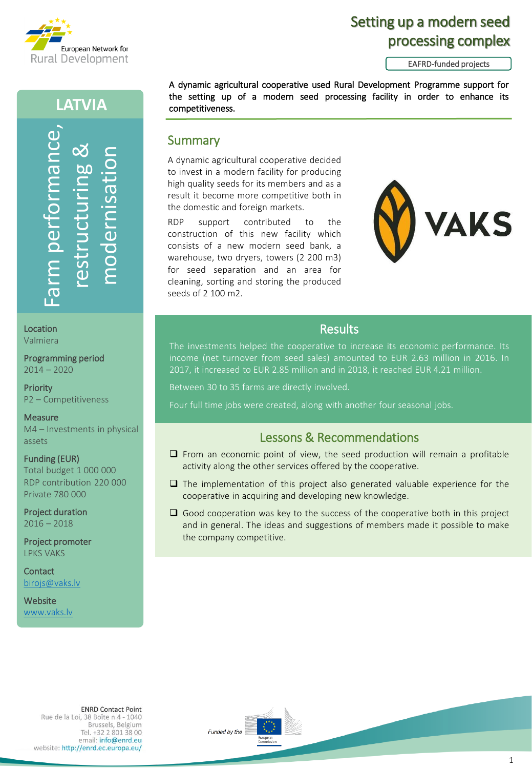# Setting up a modern seed processing complex

EAFRD-funded projects

**A dynamic agricultural cooperative used Rural Development Programme support for the setting up of a modern seed processing facility in order to enhance its competitiveness.**

## LATVIA

Farm performance, restructuring & modernisation

**Location**
Valmiera

**Programming period**
2014 – 2020

**Priority**
P2 – Competitiveness

**Measure**
M4 – Investments in physical assets

**Funding (EUR)**
Total budget 1 000 000
RDP contribution 220 000
Private 780 000

**Project duration**
2016 – 2018

**Project promoter**
LPKS VAKS

**Contact**
birojs@vaks.lv

**Website**
www.vaks.lv

## Summary

A dynamic agricultural cooperative decided to invest in a modern facility for producing high quality seeds for its members and as a result it become more competitive both in the domestic and foreign markets.

RDP support contributed to the construction of this new facility which consists of a new modern seed bank, a warehouse, two dryers, towers (2 200 m3) for seed separation and an area for cleaning, sorting and storing the produced seeds of 2 100 m2.

VAKS

## Results

The investments helped the cooperative to increase its economic performance. Its income (net turnover from seed sales) amounted to EUR 2.63 million in 2016. In 2017, it increased to EUR 2.85 million and in 2018, it reached EUR 4.21 million.

Between 30 to 35 farms are directly involved.

Four full time jobs were created, along with another four seasonal jobs.

## Lessons & Recommendations

- From an economic point of view, the seed production will remain a profitable activity along the other services offered by the cooperative.
- The implementation of this project also generated valuable experience for the cooperative in acquiring and developing new knowledge.
- Good cooperation was key to the success of the cooperative both in this project and in general. The ideas and suggestions of members made it possible to make the company competitive.

ENRD Contact Point
Rue de la Loi, 38 Boîte n.4 - 1040
Brussels, Belgium
Tel. +32 2 801 38 00
email: info@enrd.eu
website: http://enrd.ec.europa.eu/

Funded by the European Commission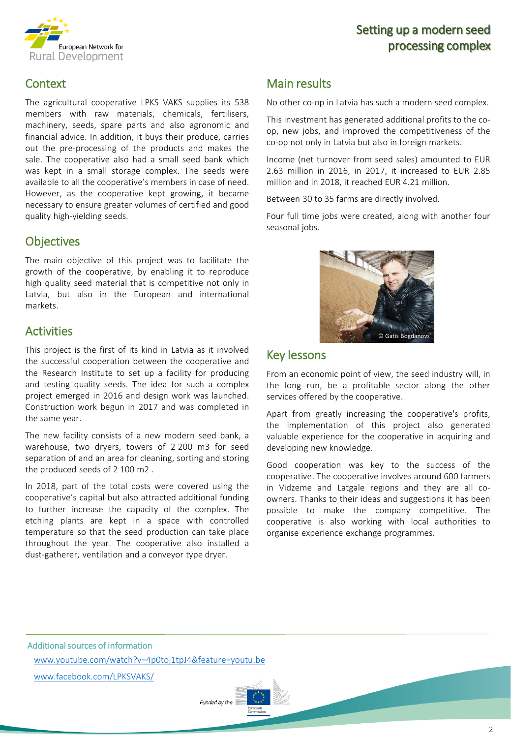# Setting up a modern seed processing complex

## Context

The agricultural cooperative LPKS VAKS supplies its 538 members with raw materials, chemicals, fertilisers, machinery, seeds, spare parts and also agronomic and financial advice. In addition, it buys their produce, carries out the pre-processing of the products and makes the sale. The cooperative also had a small seed bank which was kept in a small storage complex. The seeds were available to all the cooperative's members in case of need. However, as the cooperative kept growing, it became necessary to ensure greater volumes of certified and good quality high-yielding seeds.

## Objectives

The main objective of this project was to facilitate the growth of the cooperative, by enabling it to reproduce high quality seed material that is competitive not only in Latvia, but also in the European and international markets.

## Activities

This project is the first of its kind in Latvia as it involved the successful cooperation between the cooperative and the Research Institute to set up a facility for producing and testing quality seeds. The idea for such a complex project emerged in 2016 and design work was launched. Construction work begun in 2017 and was completed in the same year.

The new facility consists of a new modern seed bank, a warehouse, two dryers, towers of 2 200 m3 for seed separation of and an area for cleaning, sorting and storing the produced seeds of 2 100 m2 .

In 2018, part of the total costs were covered using the cooperative's capital but also attracted additional funding to further increase the capacity of the complex. The etching plants are kept in a space with controlled temperature so that the seed production can take place throughout the year. The cooperative also installed a dust-gatherer, ventilation and a conveyor type dryer.

## Main results

No other co-op in Latvia has such a modern seed complex.

This investment has generated additional profits to the co-op, new jobs, and improved the competitiveness of the co-op not only in Latvia but also in foreign markets.

Income (net turnover from seed sales) amounted to EUR 2.63 million in 2016, in 2017, it increased to EUR 2.85 million and in 2018, it reached EUR 4.21 million.

Between 30 to 35 farms are directly involved.

Four full time jobs were created, along with another four seasonal jobs.

© Gatis Bogdanovs

## Key lessons

From an economic point of view, the seed industry will, in the long run, be a profitable sector along the other services offered by the cooperative.

Apart from greatly increasing the cooperative's profits, the implementation of this project also generated valuable experience for the cooperative in acquiring and developing new knowledge.

Good cooperation was key to the success of the cooperative. The cooperative involves around 600 farmers in Vidzeme and Latgale regions and they are all co-owners. Thanks to their ideas and suggestions it has been possible to make the company competitive. The cooperative is also working with local authorities to organise experience exchange programmes.

### Additional sources of information

www.youtube.com/watch?v=4p0toj1tpJ4&feature=youtu.be

www.facebook.com/LPKSVAKS/

Funded by the European Commission